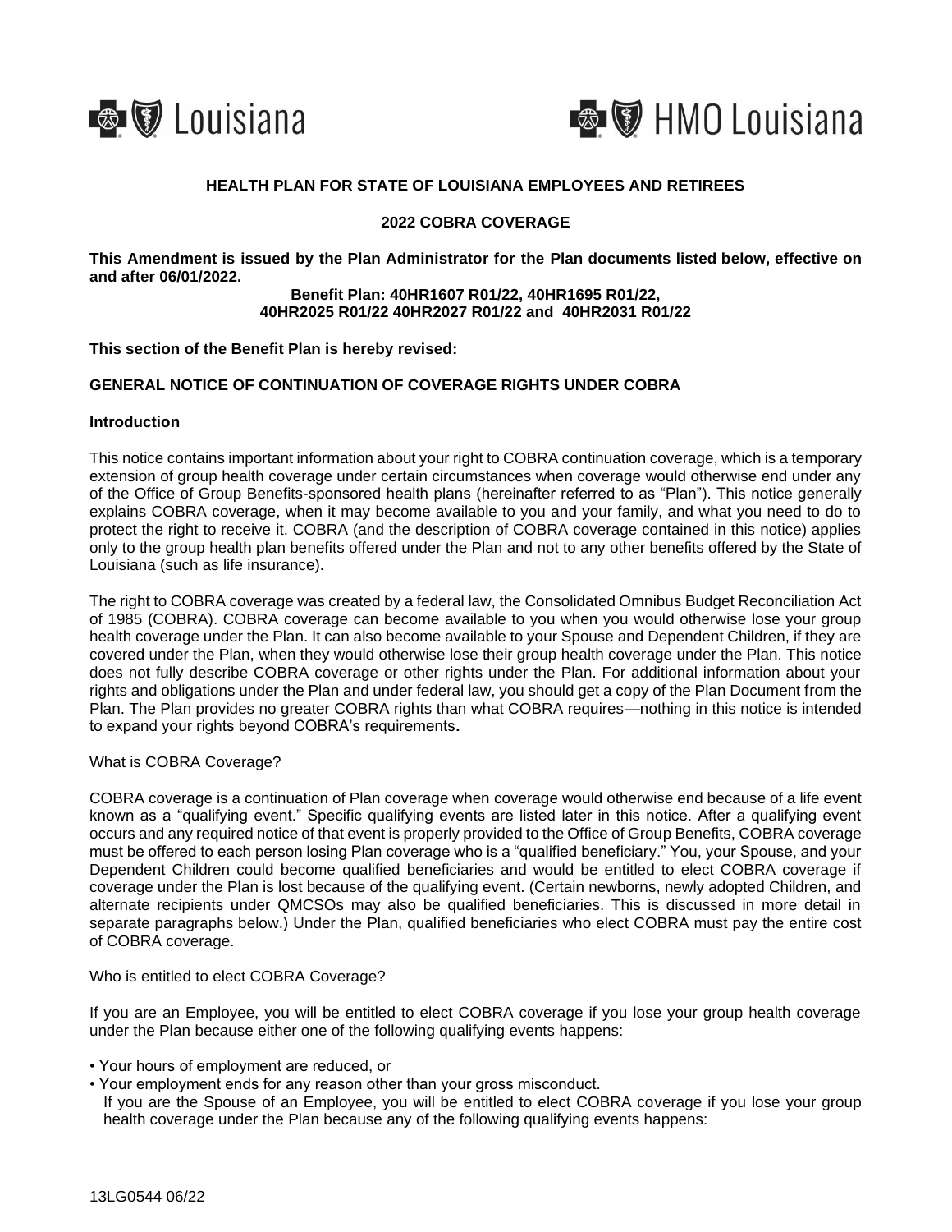Louisiana HMO Louisiana

**HEALTH PLAN FOR STATE OF LOUISIANA EMPLOYEES AND RETIREES**

**2022 COBRA COVERAGE**

**This Amendment is issued by the Plan Administrator for the Plan documents listed below, effective on and after 06/01/2022.**

**Benefit Plan: 40HR1607 R01/22, 40HR1695 R01/22, 40HR2025 R01/22 40HR2027 R01/22 and 40HR2031 R01/22**

**This section of the Benefit Plan is hereby revised:**

**GENERAL NOTICE OF CONTINUATION OF COVERAGE RIGHTS UNDER COBRA**

**Introduction**

This notice contains important information about your right to COBRA continuation coverage, which is a temporary extension of group health coverage under certain circumstances when coverage would otherwise end under any of the Office of Group Benefits-sponsored health plans (hereinafter referred to as "Plan"). This notice generally explains COBRA coverage, when it may become available to you and your family, and what you need to do to protect the right to receive it. COBRA (and the description of COBRA coverage contained in this notice) applies only to the group health plan benefits offered under the Plan and not to any other benefits offered by the State of Louisiana (such as life insurance).

The right to COBRA coverage was created by a federal law, the Consolidated Omnibus Budget Reconciliation Act of 1985 (COBRA). COBRA coverage can become available to you when you would otherwise lose your group health coverage under the Plan. It can also become available to your Spouse and Dependent Children, if they are covered under the Plan, when they would otherwise lose their group health coverage under the Plan. This notice does not fully describe COBRA coverage or other rights under the Plan. For additional information about your rights and obligations under the Plan and under federal law, you should get a copy of the Plan Document from the Plan. The Plan provides no greater COBRA rights than what COBRA requires—nothing in this notice is intended to expand your rights beyond COBRA's requirements**.**

What is COBRA Coverage?

COBRA coverage is a continuation of Plan coverage when coverage would otherwise end because of a life event known as a "qualifying event." Specific qualifying events are listed later in this notice. After a qualifying event occurs and any required notice of that event is properly provided to the Office of Group Benefits, COBRA coverage must be offered to each person losing Plan coverage who is a "qualified beneficiary." You, your Spouse, and your Dependent Children could become qualified beneficiaries and would be entitled to elect COBRA coverage if coverage under the Plan is lost because of the qualifying event. (Certain newborns, newly adopted Children, and alternate recipients under QMCSOs may also be qualified beneficiaries. This is discussed in more detail in separate paragraphs below.) Under the Plan, qualified beneficiaries who elect COBRA must pay the entire cost of COBRA coverage.

Who is entitled to elect COBRA Coverage?

If you are an Employee, you will be entitled to elect COBRA coverage if you lose your group health coverage under the Plan because either one of the following qualifying events happens:

- Your hours of employment are reduced, or
- Your employment ends for any reason other than your gross misconduct.

If you are the Spouse of an Employee, you will be entitled to elect COBRA coverage if you lose your group health coverage under the Plan because any of the following qualifying events happens: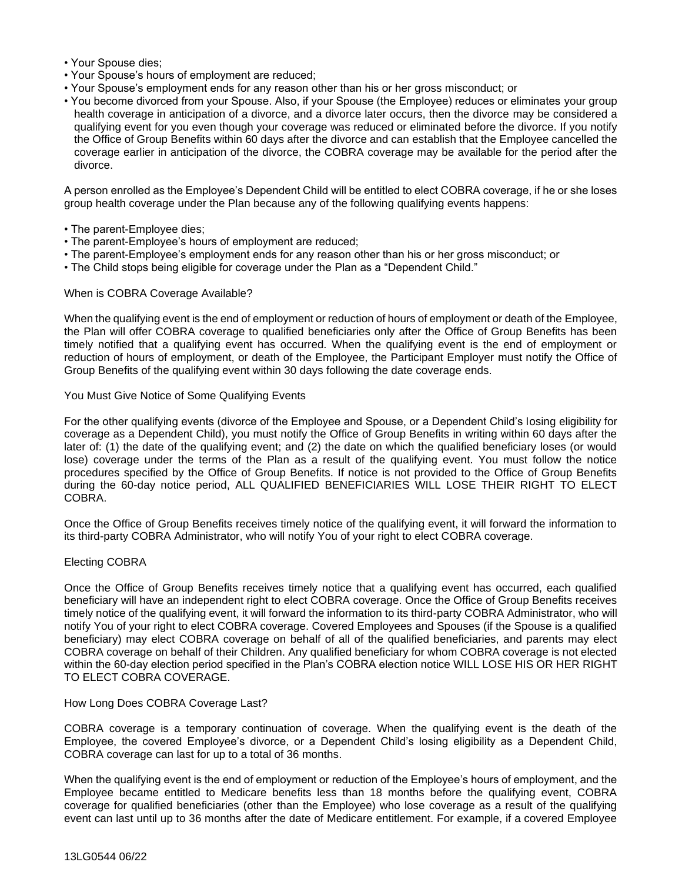- Your Spouse dies;
- Your Spouse's hours of employment are reduced;
- Your Spouse's employment ends for any reason other than his or her gross misconduct; or
- You become divorced from your Spouse. Also, if your Spouse (the Employee) reduces or eliminates your group health coverage in anticipation of a divorce, and a divorce later occurs, then the divorce may be considered a qualifying event for you even though your coverage was reduced or eliminated before the divorce. If you notify the Office of Group Benefits within 60 days after the divorce and can establish that the Employee cancelled the coverage earlier in anticipation of the divorce, the COBRA coverage may be available for the period after the divorce.

A person enrolled as the Employee's Dependent Child will be entitled to elect COBRA coverage, if he or she loses group health coverage under the Plan because any of the following qualifying events happens:

- The parent-Employee dies;
- The parent-Employee's hours of employment are reduced;
- The parent-Employee's employment ends for any reason other than his or her gross misconduct; or
- The Child stops being eligible for coverage under the Plan as a "Dependent Child."

## When is COBRA Coverage Available?

When the qualifying event is the end of employment or reduction of hours of employment or death of the Employee, the Plan will offer COBRA coverage to qualified beneficiaries only after the Office of Group Benefits has been timely notified that a qualifying event has occurred. When the qualifying event is the end of employment or reduction of hours of employment, or death of the Employee, the Participant Employer must notify the Office of Group Benefits of the qualifying event within 30 days following the date coverage ends.

## You Must Give Notice of Some Qualifying Events

For the other qualifying events (divorce of the Employee and Spouse, or a Dependent Child's losing eligibility for coverage as a Dependent Child), you must notify the Office of Group Benefits in writing within 60 days after the later of: (1) the date of the qualifying event; and (2) the date on which the qualified beneficiary loses (or would lose) coverage under the terms of the Plan as a result of the qualifying event. You must follow the notice procedures specified by the Office of Group Benefits. If notice is not provided to the Office of Group Benefits during the 60-day notice period, ALL QUALIFIED BENEFICIARIES WILL LOSE THEIR RIGHT TO ELECT COBRA.

Once the Office of Group Benefits receives timely notice of the qualifying event, it will forward the information to its third-party COBRA Administrator, who will notify You of your right to elect COBRA coverage.

## Electing COBRA

Once the Office of Group Benefits receives timely notice that a qualifying event has occurred, each qualified beneficiary will have an independent right to elect COBRA coverage. Once the Office of Group Benefits receives timely notice of the qualifying event, it will forward the information to its third-party COBRA Administrator, who will notify You of your right to elect COBRA coverage. Covered Employees and Spouses (if the Spouse is a qualified beneficiary) may elect COBRA coverage on behalf of all of the qualified beneficiaries, and parents may elect COBRA coverage on behalf of their Children. Any qualified beneficiary for whom COBRA coverage is not elected within the 60-day election period specified in the Plan's COBRA election notice WILL LOSE HIS OR HER RIGHT TO ELECT COBRA COVERAGE.

## How Long Does COBRA Coverage Last?

COBRA coverage is a temporary continuation of coverage. When the qualifying event is the death of the Employee, the covered Employee's divorce, or a Dependent Child's losing eligibility as a Dependent Child, COBRA coverage can last for up to a total of 36 months.

When the qualifying event is the end of employment or reduction of the Employee's hours of employment, and the Employee became entitled to Medicare benefits less than 18 months before the qualifying event, COBRA coverage for qualified beneficiaries (other than the Employee) who lose coverage as a result of the qualifying event can last until up to 36 months after the date of Medicare entitlement. For example, if a covered Employee

13LG0544 06/22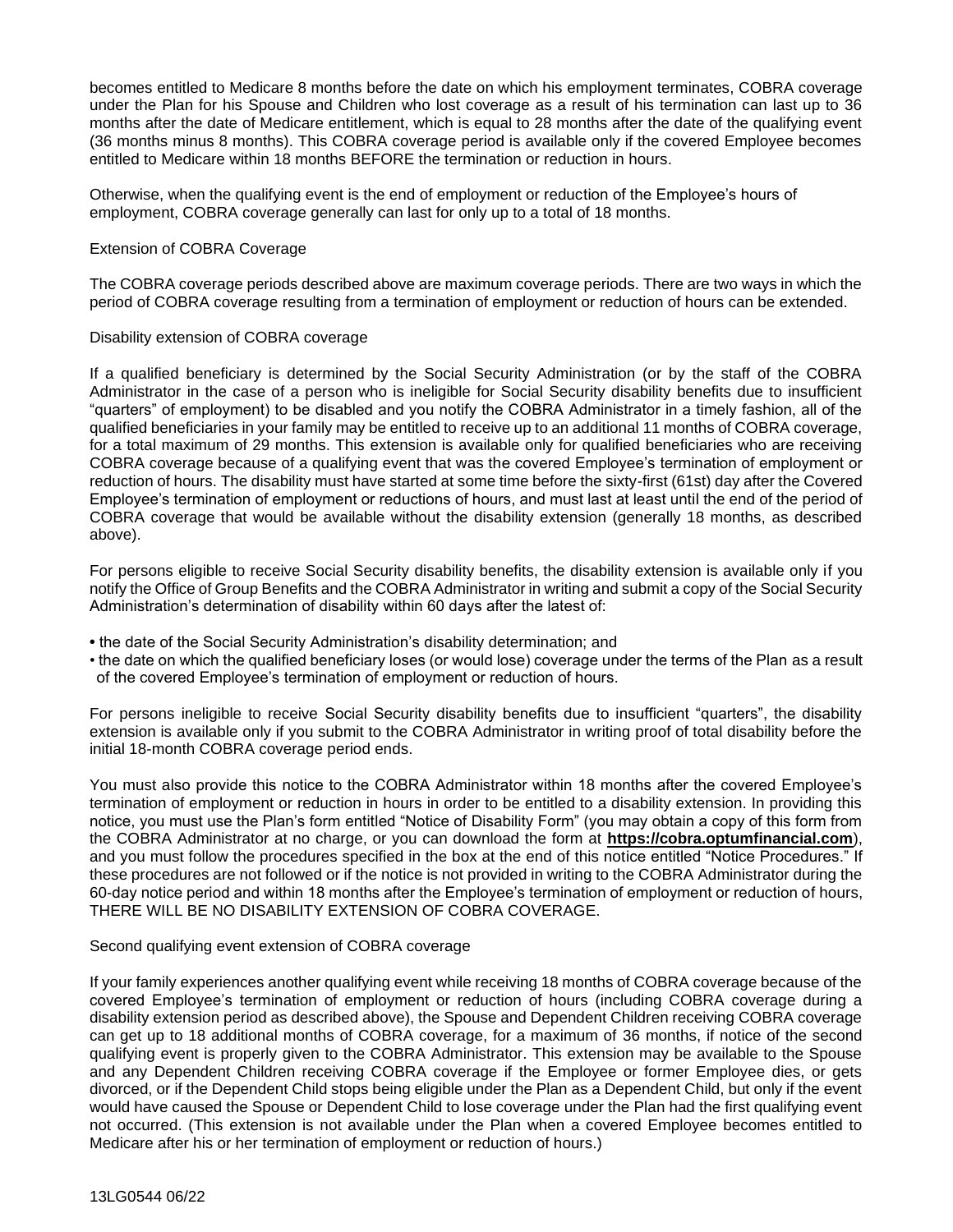becomes entitled to Medicare 8 months before the date on which his employment terminates, COBRA coverage under the Plan for his Spouse and Children who lost coverage as a result of his termination can last up to 36 months after the date of Medicare entitlement, which is equal to 28 months after the date of the qualifying event (36 months minus 8 months). This COBRA coverage period is available only if the covered Employee becomes entitled to Medicare within 18 months BEFORE the termination or reduction in hours.

Otherwise, when the qualifying event is the end of employment or reduction of the Employee's hours of employment, COBRA coverage generally can last for only up to a total of 18 months.

Extension of COBRA Coverage

The COBRA coverage periods described above are maximum coverage periods. There are two ways in which the period of COBRA coverage resulting from a termination of employment or reduction of hours can be extended.

Disability extension of COBRA coverage

If a qualified beneficiary is determined by the Social Security Administration (or by the staff of the COBRA Administrator in the case of a person who is ineligible for Social Security disability benefits due to insufficient "quarters" of employment) to be disabled and you notify the COBRA Administrator in a timely fashion, all of the qualified beneficiaries in your family may be entitled to receive up to an additional 11 months of COBRA coverage, for a total maximum of 29 months. This extension is available only for qualified beneficiaries who are receiving COBRA coverage because of a qualifying event that was the covered Employee's termination of employment or reduction of hours. The disability must have started at some time before the sixty-first (61st) day after the Covered Employee's termination of employment or reductions of hours, and must last at least until the end of the period of COBRA coverage that would be available without the disability extension (generally 18 months, as described above).

For persons eligible to receive Social Security disability benefits, the disability extension is available only if you notify the Office of Group Benefits and the COBRA Administrator in writing and submit a copy of the Social Security Administration's determination of disability within 60 days after the latest of:

- the date of the Social Security Administration's disability determination; and
- the date on which the qualified beneficiary loses (or would lose) coverage under the terms of the Plan as a result of the covered Employee's termination of employment or reduction of hours.

For persons ineligible to receive Social Security disability benefits due to insufficient "quarters", the disability extension is available only if you submit to the COBRA Administrator in writing proof of total disability before the initial 18-month COBRA coverage period ends.

You must also provide this notice to the COBRA Administrator within 18 months after the covered Employee's termination of employment or reduction in hours in order to be entitled to a disability extension. In providing this notice, you must use the Plan's form entitled "Notice of Disability Form" (you may obtain a copy of this form from the COBRA Administrator at no charge, or you can download the form at **https://cobra.optumfinancial.com**), and you must follow the procedures specified in the box at the end of this notice entitled "Notice Procedures." If these procedures are not followed or if the notice is not provided in writing to the COBRA Administrator during the 60-day notice period and within 18 months after the Employee's termination of employment or reduction of hours, THERE WILL BE NO DISABILITY EXTENSION OF COBRA COVERAGE.

Second qualifying event extension of COBRA coverage

If your family experiences another qualifying event while receiving 18 months of COBRA coverage because of the covered Employee's termination of employment or reduction of hours (including COBRA coverage during a disability extension period as described above), the Spouse and Dependent Children receiving COBRA coverage can get up to 18 additional months of COBRA coverage, for a maximum of 36 months, if notice of the second qualifying event is properly given to the COBRA Administrator. This extension may be available to the Spouse and any Dependent Children receiving COBRA coverage if the Employee or former Employee dies, or gets divorced, or if the Dependent Child stops being eligible under the Plan as a Dependent Child, but only if the event would have caused the Spouse or Dependent Child to lose coverage under the Plan had the first qualifying event not occurred. (This extension is not available under the Plan when a covered Employee becomes entitled to Medicare after his or her termination of employment or reduction of hours.)

13LG0544 06/22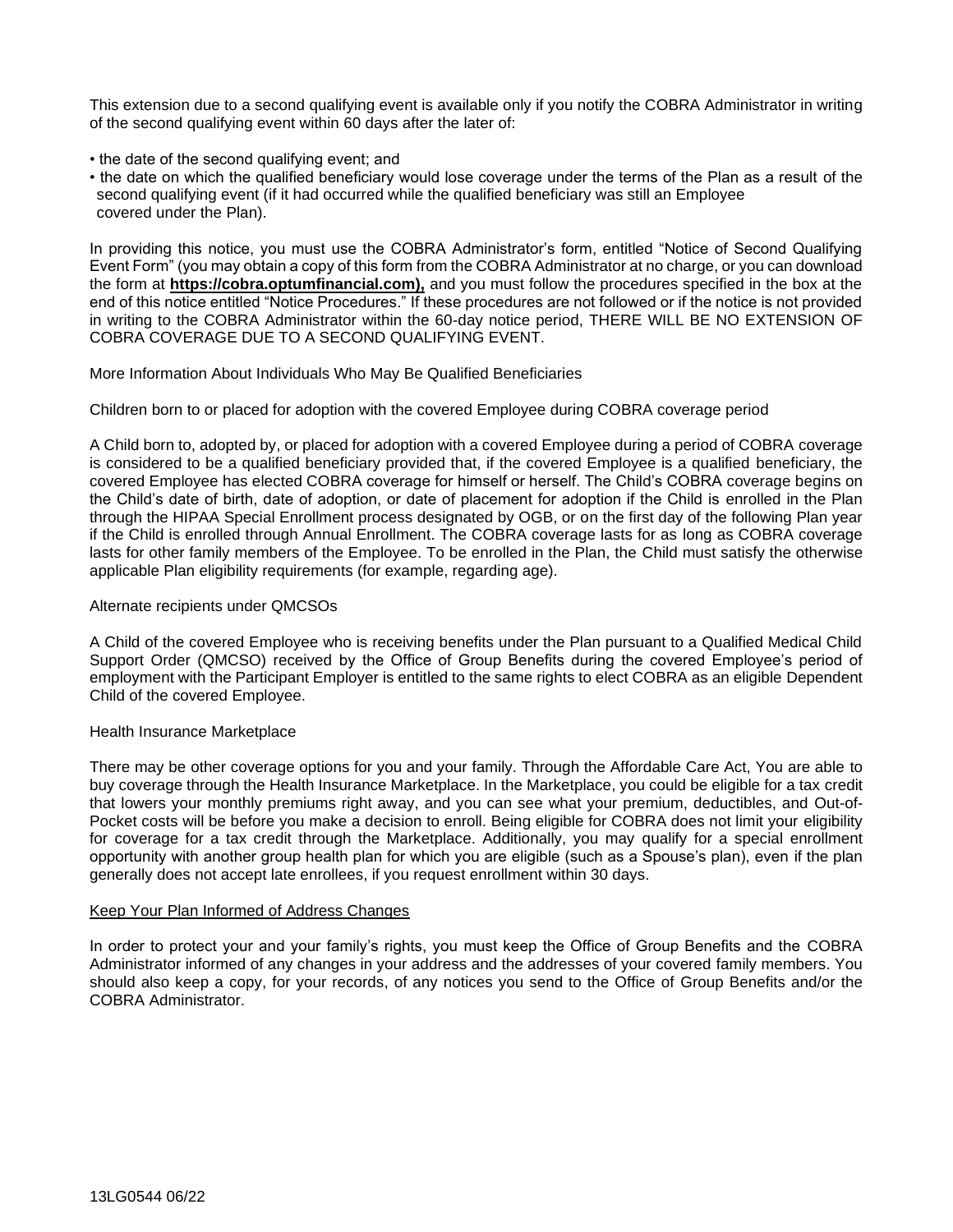This extension due to a second qualifying event is available only if you notify the COBRA Administrator in writing of the second qualifying event within 60 days after the later of:

- the date of the second qualifying event; and
- the date on which the qualified beneficiary would lose coverage under the terms of the Plan as a result of the second qualifying event (if it had occurred while the qualified beneficiary was still an Employee covered under the Plan).

In providing this notice, you must use the COBRA Administrator's form, entitled "Notice of Second Qualifying Event Form" (you may obtain a copy of this form from the COBRA Administrator at no charge, or you can download the form at **https://cobra.optumfinancial.com),** and you must follow the procedures specified in the box at the end of this notice entitled "Notice Procedures." If these procedures are not followed or if the notice is not provided in writing to the COBRA Administrator within the 60-day notice period, THERE WILL BE NO EXTENSION OF COBRA COVERAGE DUE TO A SECOND QUALIFYING EVENT.

More Information About Individuals Who May Be Qualified Beneficiaries

Children born to or placed for adoption with the covered Employee during COBRA coverage period

A Child born to, adopted by, or placed for adoption with a covered Employee during a period of COBRA coverage is considered to be a qualified beneficiary provided that, if the covered Employee is a qualified beneficiary, the covered Employee has elected COBRA coverage for himself or herself. The Child's COBRA coverage begins on the Child's date of birth, date of adoption, or date of placement for adoption if the Child is enrolled in the Plan through the HIPAA Special Enrollment process designated by OGB, or on the first day of the following Plan year if the Child is enrolled through Annual Enrollment. The COBRA coverage lasts for as long as COBRA coverage lasts for other family members of the Employee. To be enrolled in the Plan, the Child must satisfy the otherwise applicable Plan eligibility requirements (for example, regarding age).

Alternate recipients under QMCSOs

A Child of the covered Employee who is receiving benefits under the Plan pursuant to a Qualified Medical Child Support Order (QMCSO) received by the Office of Group Benefits during the covered Employee's period of employment with the Participant Employer is entitled to the same rights to elect COBRA as an eligible Dependent Child of the covered Employee.

Health Insurance Marketplace

There may be other coverage options for you and your family. Through the Affordable Care Act, You are able to buy coverage through the Health Insurance Marketplace. In the Marketplace, you could be eligible for a tax credit that lowers your monthly premiums right away, and you can see what your premium, deductibles, and Out-of-Pocket costs will be before you make a decision to enroll. Being eligible for COBRA does not limit your eligibility for coverage for a tax credit through the Marketplace. Additionally, you may qualify for a special enrollment opportunity with another group health plan for which you are eligible (such as a Spouse's plan), even if the plan generally does not accept late enrollees, if you request enrollment within 30 days.

<u>Keep Your Plan Informed of Address Changes</u>

In order to protect your and your family's rights, you must keep the Office of Group Benefits and the COBRA Administrator informed of any changes in your address and the addresses of your covered family members. You should also keep a copy, for your records, of any notices you send to the Office of Group Benefits and/or the COBRA Administrator.

13LG0544 06/22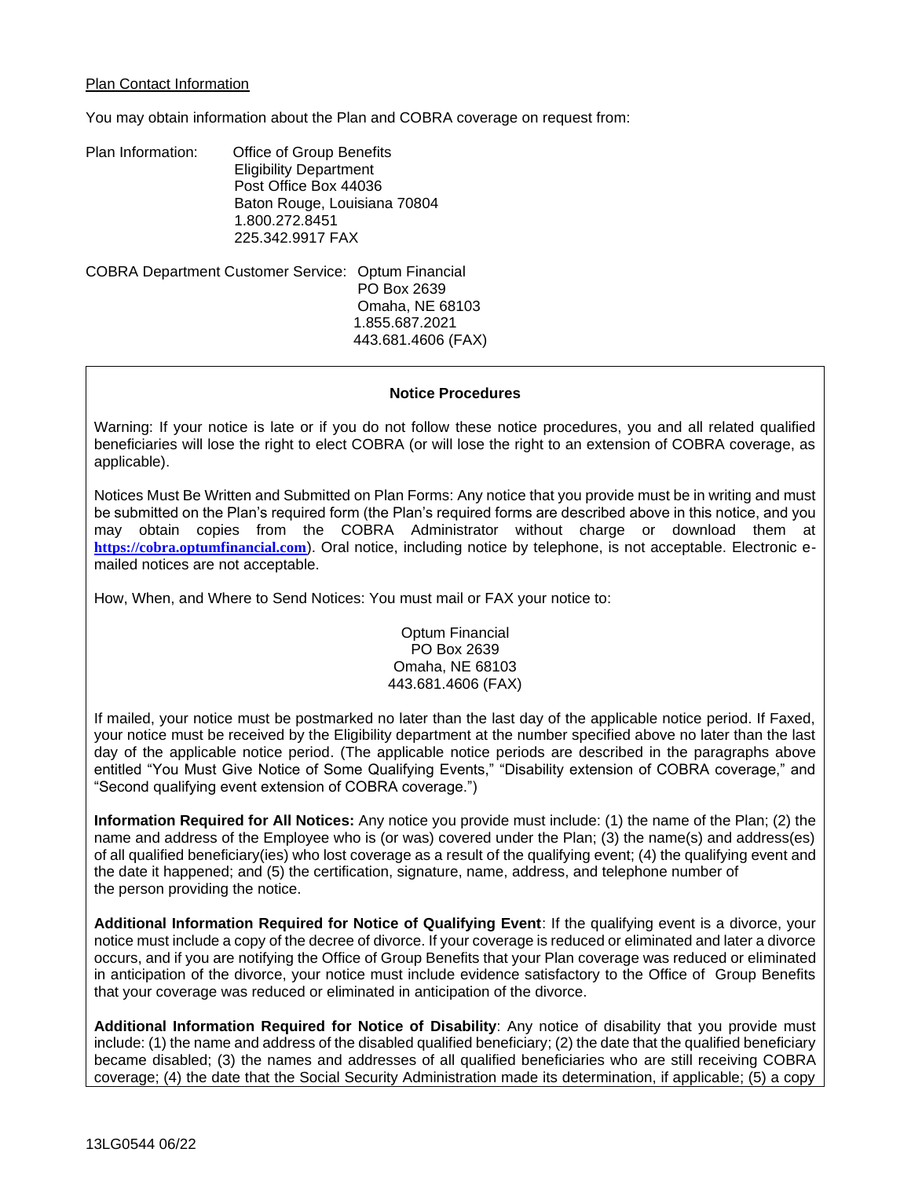Plan Contact Information

You may obtain information about the Plan and COBRA coverage on request from:

Plan Information:
Office of Group Benefits
Eligibility Department
Post Office Box 44036
Baton Rouge, Louisiana 70804
1.800.272.8451
225.342.9917 FAX

COBRA Department Customer Service:
Optum Financial
PO Box 2639
Omaha, NE 68103
1.855.687.2021
443.681.4606 (FAX)

**Notice Procedures**

Warning: If your notice is late or if you do not follow these notice procedures, you and all related qualified beneficiaries will lose the right to elect COBRA (or will lose the right to an extension of COBRA coverage, as applicable).

Notices Must Be Written and Submitted on Plan Forms: Any notice that you provide must be in writing and must be submitted on the Plan's required form (the Plan's required forms are described above in this notice, and you may obtain copies from the COBRA Administrator without charge or download them at **https://cobra.optumfinancial.com**). Oral notice, including notice by telephone, is not acceptable. Electronic e-mailed notices are not acceptable.

How, When, and Where to Send Notices: You must mail or FAX your notice to:

Optum Financial
PO Box 2639
Omaha, NE 68103
443.681.4606 (FAX)

If mailed, your notice must be postmarked no later than the last day of the applicable notice period. If Faxed, your notice must be received by the Eligibility department at the number specified above no later than the last day of the applicable notice period. (The applicable notice periods are described in the paragraphs above entitled "You Must Give Notice of Some Qualifying Events," "Disability extension of COBRA coverage," and "Second qualifying event extension of COBRA coverage.")

**Information Required for All Notices:** Any notice you provide must include: (1) the name of the Plan; (2) the name and address of the Employee who is (or was) covered under the Plan; (3) the name(s) and address(es) of all qualified beneficiary(ies) who lost coverage as a result of the qualifying event; (4) the qualifying event and the date it happened; and (5) the certification, signature, name, address, and telephone number of the person providing the notice.

**Additional Information Required for Notice of Qualifying Event**: If the qualifying event is a divorce, your notice must include a copy of the decree of divorce. If your coverage is reduced or eliminated and later a divorce occurs, and if you are notifying the Office of Group Benefits that your Plan coverage was reduced or eliminated in anticipation of the divorce, your notice must include evidence satisfactory to the Office of Group Benefits that your coverage was reduced or eliminated in anticipation of the divorce.

**Additional Information Required for Notice of Disability**: Any notice of disability that you provide must include: (1) the name and address of the disabled qualified beneficiary; (2) the date that the qualified beneficiary became disabled; (3) the names and addresses of all qualified beneficiaries who are still receiving COBRA coverage; (4) the date that the Social Security Administration made its determination, if applicable; (5) a copy

13LG0544 06/22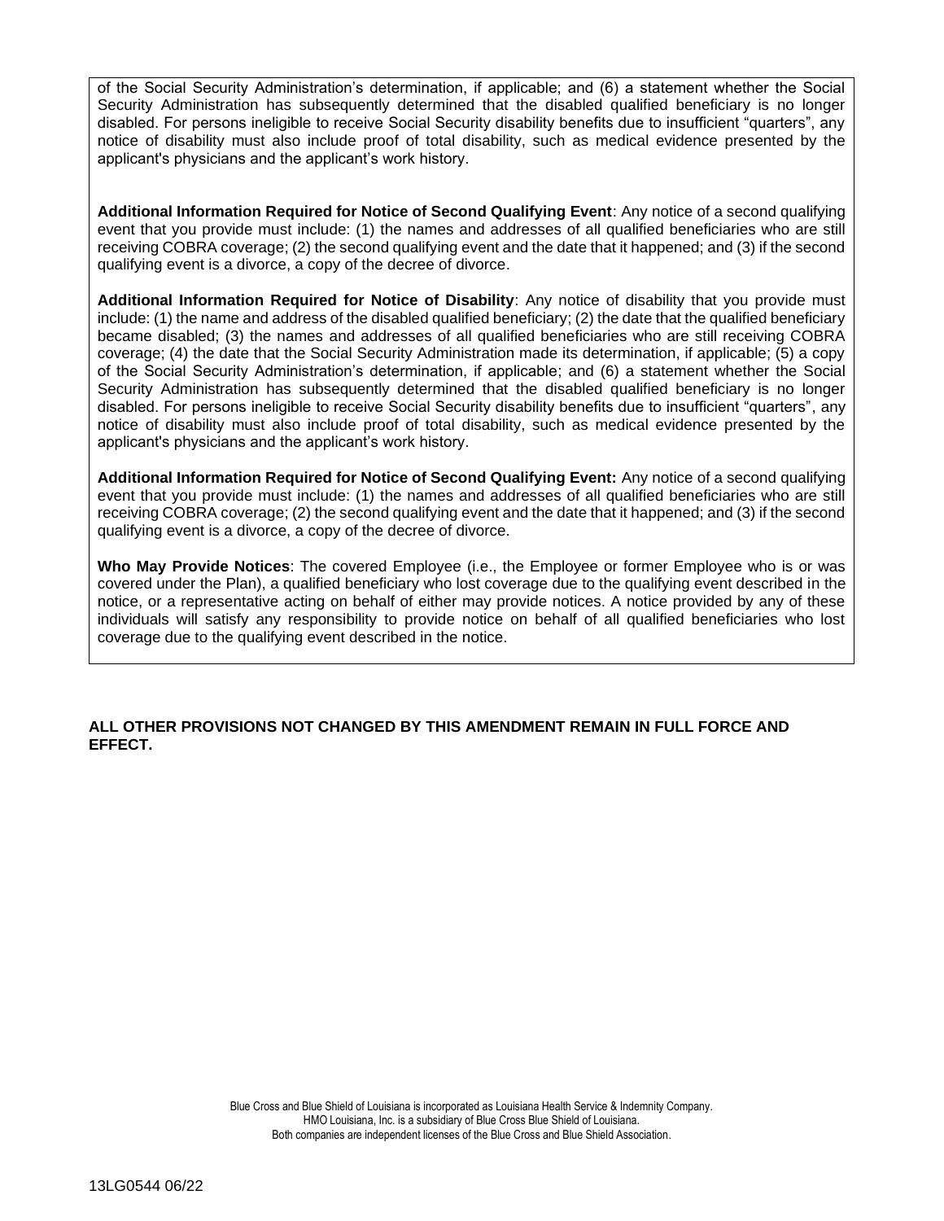of the Social Security Administration's determination, if applicable; and (6) a statement whether the Social Security Administration has subsequently determined that the disabled qualified beneficiary is no longer disabled. For persons ineligible to receive Social Security disability benefits due to insufficient "quarters", any notice of disability must also include proof of total disability, such as medical evidence presented by the applicant's physicians and the applicant's work history.

**Additional Information Required for Notice of Second Qualifying Event**: Any notice of a second qualifying event that you provide must include: (1) the names and addresses of all qualified beneficiaries who are still receiving COBRA coverage; (2) the second qualifying event and the date that it happened; and (3) if the second qualifying event is a divorce, a copy of the decree of divorce.

**Additional Information Required for Notice of Disability**: Any notice of disability that you provide must include: (1) the name and address of the disabled qualified beneficiary; (2) the date that the qualified beneficiary became disabled; (3) the names and addresses of all qualified beneficiaries who are still receiving COBRA coverage; (4) the date that the Social Security Administration made its determination, if applicable; (5) a copy of the Social Security Administration's determination, if applicable; and (6) a statement whether the Social Security Administration has subsequently determined that the disabled qualified beneficiary is no longer disabled. For persons ineligible to receive Social Security disability benefits due to insufficient "quarters", any notice of disability must also include proof of total disability, such as medical evidence presented by the applicant's physicians and the applicant's work history.

**Additional Information Required for Notice of Second Qualifying Event:** Any notice of a second qualifying event that you provide must include: (1) the names and addresses of all qualified beneficiaries who are still receiving COBRA coverage; (2) the second qualifying event and the date that it happened; and (3) if the second qualifying event is a divorce, a copy of the decree of divorce.

**Who May Provide Notices**: The covered Employee (i.e., the Employee or former Employee who is or was covered under the Plan), a qualified beneficiary who lost coverage due to the qualifying event described in the notice, or a representative acting on behalf of either may provide notices. A notice provided by any of these individuals will satisfy any responsibility to provide notice on behalf of all qualified beneficiaries who lost coverage due to the qualifying event described in the notice.

**ALL OTHER PROVISIONS NOT CHANGED BY THIS AMENDMENT REMAIN IN FULL FORCE AND EFFECT.**

Blue Cross and Blue Shield of Louisiana is incorporated as Louisiana Health Service & Indemnity Company.
HMO Louisiana, Inc. is a subsidiary of Blue Cross Blue Shield of Louisiana.
Both companies are independent licenses of the Blue Cross and Blue Shield Association.

13LG0544 06/22